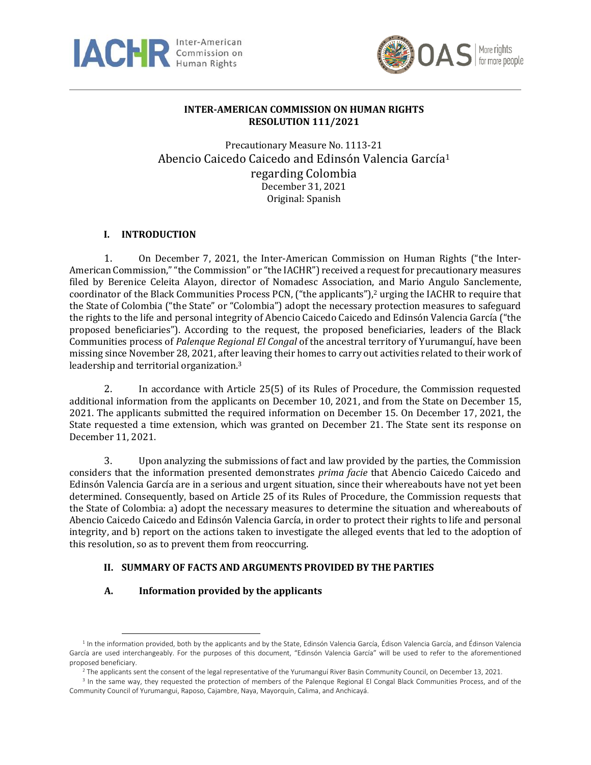**INTER-AMERICAN COMMISSION ON HUMAN RIGHTS**
**RESOLUTION 111/2021**

Precautionary Measure No. 1113-21
Abencio Caicedo Caicedo and Edinsón Valencia García[1]
regarding Colombia
December 31, 2021
Original: Spanish

## I. INTRODUCTION

1. On December 7, 2021, the Inter-American Commission on Human Rights ("the Inter-American Commission," "the Commission" or "the IACHR") received a request for precautionary measures filed by Berenice Celeita Alayon, director of Nomadesc Association, and Mario Angulo Sanclemente, coordinator of the Black Communities Process PCN, ("the applicants"),[2] urging the IACHR to require that the State of Colombia ("the State" or "Colombia") adopt the necessary protection measures to safeguard the rights to the life and personal integrity of Abencio Caicedo Caicedo and Edinsón Valencia García ("the proposed beneficiaries"). According to the request, the proposed beneficiaries, leaders of the Black Communities process of *Palenque Regional El Congal* of the ancestral territory of Yurumanguí, have been missing since November 28, 2021, after leaving their homes to carry out activities related to their work of leadership and territorial organization.[3]

2. In accordance with Article 25(5) of its Rules of Procedure, the Commission requested additional information from the applicants on December 10, 2021, and from the State on December 15, 2021. The applicants submitted the required information on December 15. On December 17, 2021, the State requested a time extension, which was granted on December 21. The State sent its response on December 11, 2021.

3. Upon analyzing the submissions of fact and law provided by the parties, the Commission considers that the information presented demonstrates *prima facie* that Abencio Caicedo Caicedo and Edinsón Valencia García are in a serious and urgent situation, since their whereabouts have not yet been determined. Consequently, based on Article 25 of its Rules of Procedure, the Commission requests that the State of Colombia: a) adopt the necessary measures to determine the situation and whereabouts of Abencio Caicedo Caicedo and Edinsón Valencia García, in order to protect their rights to life and personal integrity, and b) report on the actions taken to investigate the alleged events that led to the adoption of this resolution, so as to prevent them from reoccurring.

## II. SUMMARY OF FACTS AND ARGUMENTS PROVIDED BY THE PARTIES

### A. Information provided by the applicants

---

[1] In the information provided, both by the applicants and by the State, Edinsón Valencia García, Édison Valencia García, and Édinson Valencia García are used interchangeably. For the purposes of this document, "Edinsón Valencia García" will be used to refer to the aforementioned proposed beneficiary.

[2] The applicants sent the consent of the legal representative of the Yurumanguí River Basin Community Council, on December 13, 2021.

[3] In the same way, they requested the protection of members of the Palenque Regional El Congal Black Communities Process, and of the Community Council of Yurumangui, Raposo, Cajambre, Naya, Mayorquín, Calima, and Anchicayá.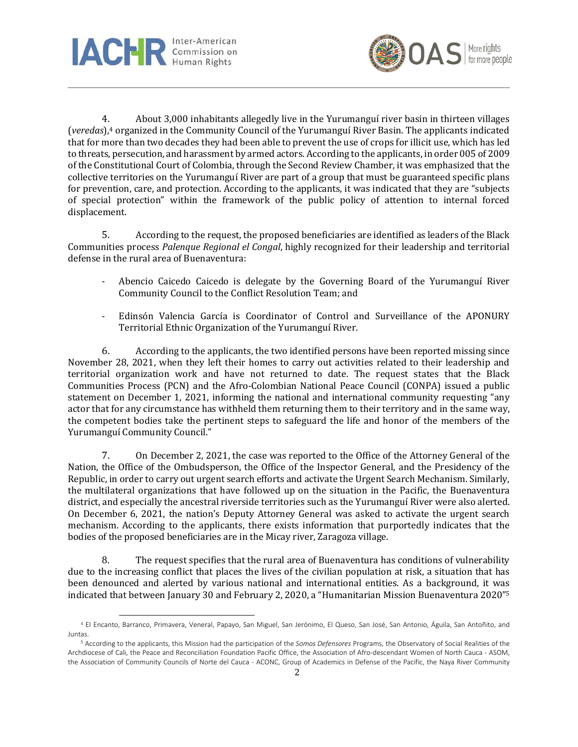4. About 3,000 inhabitants allegedly live in the Yurumanguí river basin in thirteen villages (*veredas*),[4] organized in the Community Council of the Yurumanguí River Basin. The applicants indicated that for more than two decades they had been able to prevent the use of crops for illicit use, which has led to threats, persecution, and harassment by armed actors. According to the applicants, in order 005 of 2009 of the Constitutional Court of Colombia, through the Second Review Chamber, it was emphasized that the collective territories on the Yurumanguí River are part of a group that must be guaranteed specific plans for prevention, care, and protection. According to the applicants, it was indicated that they are "subjects of special protection" within the framework of the public policy of attention to internal forced displacement.

5. According to the request, the proposed beneficiaries are identified as leaders of the Black Communities process *Palenque Regional el Congal*, highly recognized for their leadership and territorial defense in the rural area of Buenaventura:

- Abencio Caicedo Caicedo is delegate by the Governing Board of the Yurumanguí River Community Council to the Conflict Resolution Team; and
- Edinsón Valencia García is Coordinator of Control and Surveillance of the APONURY Territorial Ethnic Organization of the Yurumanguí River.

6. According to the applicants, the two identified persons have been reported missing since November 28, 2021, when they left their homes to carry out activities related to their leadership and territorial organization work and have not returned to date. The request states that the Black Communities Process (PCN) and the Afro-Colombian National Peace Council (CONPA) issued a public statement on December 1, 2021, informing the national and international community requesting "any actor that for any circumstance has withheld them returning them to their territory and in the same way, the competent bodies take the pertinent steps to safeguard the life and honor of the members of the Yurumanguí Community Council."

7. On December 2, 2021, the case was reported to the Office of the Attorney General of the Nation, the Office of the Ombudsperson, the Office of the Inspector General, and the Presidency of the Republic, in order to carry out urgent search efforts and activate the Urgent Search Mechanism. Similarly, the multilateral organizations that have followed up on the situation in the Pacific, the Buenaventura district, and especially the ancestral riverside territories such as the Yurumanguí River were also alerted. On December 6, 2021, the nation's Deputy Attorney General was asked to activate the urgent search mechanism. According to the applicants, there exists information that purportedly indicates that the bodies of the proposed beneficiaries are in the Micay river, Zaragoza village.

8. The request specifies that the rural area of Buenaventura has conditions of vulnerability due to the increasing conflict that places the lives of the civilian population at risk, a situation that has been denounced and alerted by various national and international entities. As a background, it was indicated that between January 30 and February 2, 2020, a "Humanitarian Mission Buenaventura 2020"[5]

---

[4] El Encanto, Barranco, Primavera, Veneral, Papayo, San Miguel, San Jerónimo, El Queso, San José, San Antonio, Águila, San Antoñito, and Juntas.

[5] According to the applicants, this Mission had the participation of the *Somos Defensores* Programs, the Observatory of Social Realities of the Archdiocese of Cali, the Peace and Reconciliation Foundation Pacific Office, the Association of Afro-descendant Women of North Cauca - ASOM, the Association of Community Councils of Norte del Cauca - ACONC, Group of Academics in Defense of the Pacific, the Naya River Community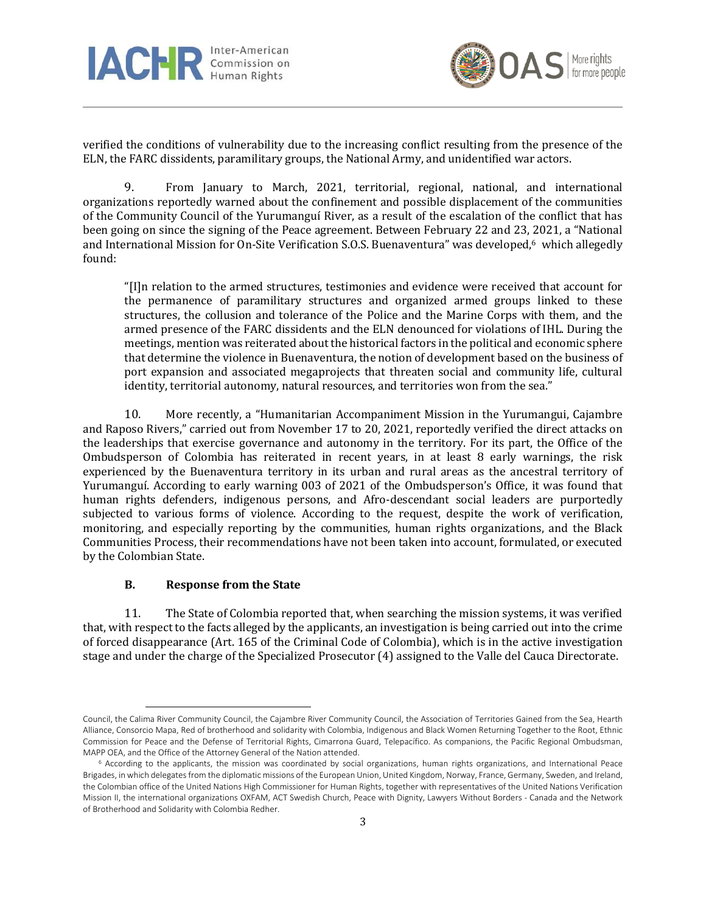verified the conditions of vulnerability due to the increasing conflict resulting from the presence of the ELN, the FARC dissidents, paramilitary groups, the National Army, and unidentified war actors.

9. From January to March, 2021, territorial, regional, national, and international organizations reportedly warned about the confinement and possible displacement of the communities of the Community Council of the Yurumanguí River, as a result of the escalation of the conflict that has been going on since the signing of the Peace agreement. Between February 22 and 23, 2021, a "National and International Mission for On-Site Verification S.O.S. Buenaventura" was developed,[6] which allegedly found:

> "[I]n relation to the armed structures, testimonies and evidence were received that account for the permanence of paramilitary structures and organized armed groups linked to these structures, the collusion and tolerance of the Police and the Marine Corps with them, and the armed presence of the FARC dissidents and the ELN denounced for violations of IHL. During the meetings, mention was reiterated about the historical factors in the political and economic sphere that determine the violence in Buenaventura, the notion of development based on the business of port expansion and associated megaprojects that threaten social and community life, cultural identity, territorial autonomy, natural resources, and territories won from the sea."

10. More recently, a "Humanitarian Accompaniment Mission in the Yurumangui, Cajambre and Raposo Rivers," carried out from November 17 to 20, 2021, reportedly verified the direct attacks on the leaderships that exercise governance and autonomy in the territory. For its part, the Office of the Ombudsperson of Colombia has reiterated in recent years, in at least 8 early warnings, the risk experienced by the Buenaventura territory in its urban and rural areas as the ancestral territory of Yurumanguí. According to early warning 003 of 2021 of the Ombudsperson's Office, it was found that human rights defenders, indigenous persons, and Afro-descendant social leaders are purportedly subjected to various forms of violence. According to the request, despite the work of verification, monitoring, and especially reporting by the communities, human rights organizations, and the Black Communities Process, their recommendations have not been taken into account, formulated, or executed by the Colombian State.

### B. Response from the State

11. The State of Colombia reported that, when searching the mission systems, it was verified that, with respect to the facts alleged by the applicants, an investigation is being carried out into the crime of forced disappearance (Art. 165 of the Criminal Code of Colombia), which is in the active investigation stage and under the charge of the Specialized Prosecutor (4) assigned to the Valle del Cauca Directorate.

---

Council, the Calima River Community Council, the Cajambre River Community Council, the Association of Territories Gained from the Sea, Hearth Alliance, Consorcio Mapa, Red of brotherhood and solidarity with Colombia, Indigenous and Black Women Returning Together to the Root, Ethnic Commission for Peace and the Defense of Territorial Rights, Cimarrona Guard, Telepacífico. As companions, the Pacific Regional Ombudsman, MAPP OEA, and the Office of the Attorney General of the Nation attended.

[6] According to the applicants, the mission was coordinated by social organizations, human rights organizations, and International Peace Brigades, in which delegates from the diplomatic missions of the European Union, United Kingdom, Norway, France, Germany, Sweden, and Ireland, the Colombian office of the United Nations High Commissioner for Human Rights, together with representatives of the United Nations Verification Mission II, the international organizations OXFAM, ACT Swedish Church, Peace with Dignity, Lawyers Without Borders - Canada and the Network of Brotherhood and Solidarity with Colombia Redher.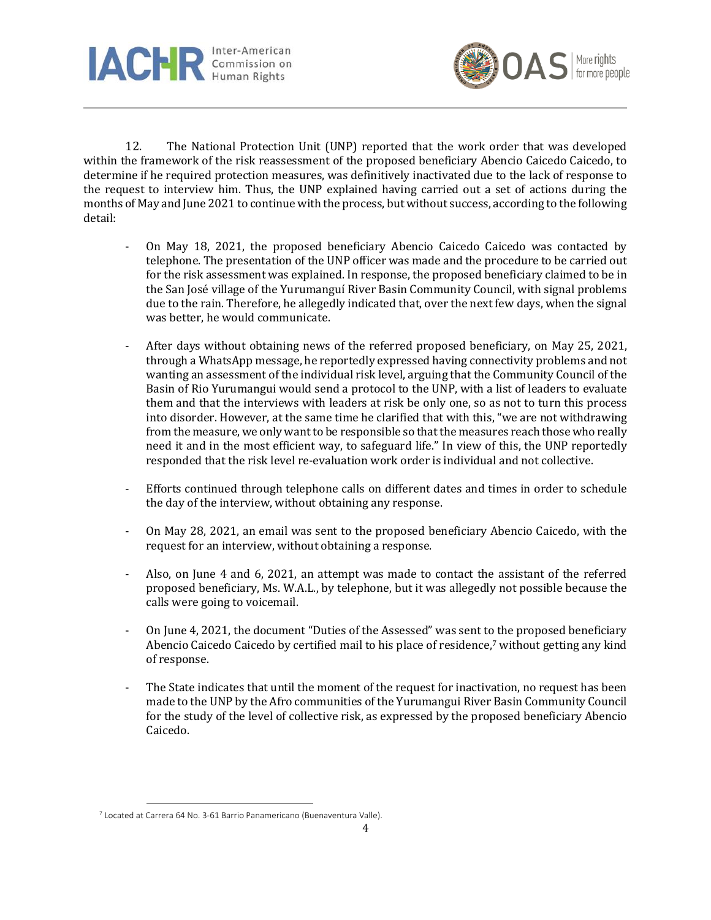12. The National Protection Unit (UNP) reported that the work order that was developed within the framework of the risk reassessment of the proposed beneficiary Abencio Caicedo Caicedo, to determine if he required protection measures, was definitively inactivated due to the lack of response to the request to interview him. Thus, the UNP explained having carried out a set of actions during the months of May and June 2021 to continue with the process, but without success, according to the following detail:

- On May 18, 2021, the proposed beneficiary Abencio Caicedo Caicedo was contacted by telephone. The presentation of the UNP officer was made and the procedure to be carried out for the risk assessment was explained. In response, the proposed beneficiary claimed to be in the San José village of the Yurumanguí River Basin Community Council, with signal problems due to the rain. Therefore, he allegedly indicated that, over the next few days, when the signal was better, he would communicate.

- After days without obtaining news of the referred proposed beneficiary, on May 25, 2021, through a WhatsApp message, he reportedly expressed having connectivity problems and not wanting an assessment of the individual risk level, arguing that the Community Council of the Basin of Rio Yurumangui would send a protocol to the UNP, with a list of leaders to evaluate them and that the interviews with leaders at risk be only one, so as not to turn this process into disorder. However, at the same time he clarified that with this, "we are not withdrawing from the measure, we only want to be responsible so that the measures reach those who really need it and in the most efficient way, to safeguard life." In view of this, the UNP reportedly responded that the risk level re-evaluation work order is individual and not collective.

- Efforts continued through telephone calls on different dates and times in order to schedule the day of the interview, without obtaining any response.

- On May 28, 2021, an email was sent to the proposed beneficiary Abencio Caicedo, with the request for an interview, without obtaining a response.

- Also, on June 4 and 6, 2021, an attempt was made to contact the assistant of the referred proposed beneficiary, Ms. W.A.L., by telephone, but it was allegedly not possible because the calls were going to voicemail.

- On June 4, 2021, the document "Duties of the Assessed" was sent to the proposed beneficiary Abencio Caicedo Caicedo by certified mail to his place of residence,[7] without getting any kind of response.

- The State indicates that until the moment of the request for inactivation, no request has been made to the UNP by the Afro communities of the Yurumangui River Basin Community Council for the study of the level of collective risk, as expressed by the proposed beneficiary Abencio Caicedo.

---

[7] Located at Carrera 64 No. 3-61 Barrio Panamericano (Buenaventura Valle).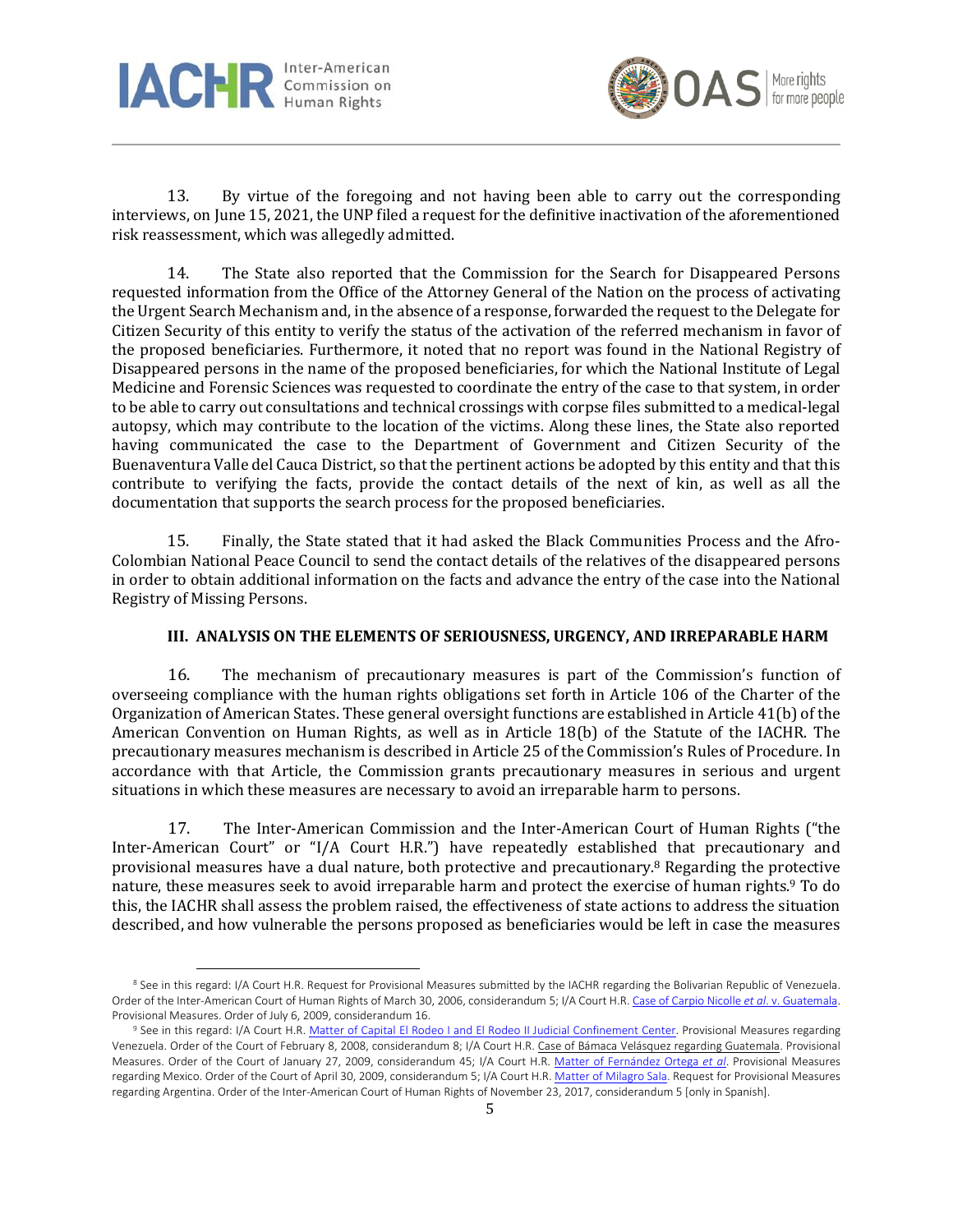13. By virtue of the foregoing and not having been able to carry out the corresponding interviews, on June 15, 2021, the UNP filed a request for the definitive inactivation of the aforementioned risk reassessment, which was allegedly admitted.

14. The State also reported that the Commission for the Search for Disappeared Persons requested information from the Office of the Attorney General of the Nation on the process of activating the Urgent Search Mechanism and, in the absence of a response, forwarded the request to the Delegate for Citizen Security of this entity to verify the status of the activation of the referred mechanism in favor of the proposed beneficiaries. Furthermore, it noted that no report was found in the National Registry of Disappeared persons in the name of the proposed beneficiaries, for which the National Institute of Legal Medicine and Forensic Sciences was requested to coordinate the entry of the case to that system, in order to be able to carry out consultations and technical crossings with corpse files submitted to a medical-legal autopsy, which may contribute to the location of the victims. Along these lines, the State also reported having communicated the case to the Department of Government and Citizen Security of the Buenaventura Valle del Cauca District, so that the pertinent actions be adopted by this entity and that this contribute to verifying the facts, provide the contact details of the next of kin, as well as all the documentation that supports the search process for the proposed beneficiaries.

15. Finally, the State stated that it had asked the Black Communities Process and the Afro-Colombian National Peace Council to send the contact details of the relatives of the disappeared persons in order to obtain additional information on the facts and advance the entry of the case into the National Registry of Missing Persons.

## III. ANALYSIS ON THE ELEMENTS OF SERIOUSNESS, URGENCY, AND IRREPARABLE HARM

16. The mechanism of precautionary measures is part of the Commission's function of overseeing compliance with the human rights obligations set forth in Article 106 of the Charter of the Organization of American States. These general oversight functions are established in Article 41(b) of the American Convention on Human Rights, as well as in Article 18(b) of the Statute of the IACHR. The precautionary measures mechanism is described in Article 25 of the Commission's Rules of Procedure. In accordance with that Article, the Commission grants precautionary measures in serious and urgent situations in which these measures are necessary to avoid an irreparable harm to persons.

17. The Inter-American Commission and the Inter-American Court of Human Rights ("the Inter-American Court" or "I/A Court H.R.") have repeatedly established that precautionary and provisional measures have a dual nature, both protective and precautionary.[8] Regarding the protective nature, these measures seek to avoid irreparable harm and protect the exercise of human rights.[9] To do this, the IACHR shall assess the problem raised, the effectiveness of state actions to address the situation described, and how vulnerable the persons proposed as beneficiaries would be left in case the measures

---

[8] See in this regard: I/A Court H.R. Request for Provisional Measures submitted by the IACHR regarding the Bolivarian Republic of Venezuela. Order of the Inter-American Court of Human Rights of March 30, 2006, considerandum 5; I/A Court H.R. Case of Carpio Nicolle *et al*. v. Guatemala. Provisional Measures. Order of July 6, 2009, considerandum 16.

[9] See in this regard: I/A Court H.R. Matter of Capital El Rodeo I and El Rodeo II Judicial Confinement Center. Provisional Measures regarding Venezuela. Order of the Court of February 8, 2008, considerandum 8; I/A Court H.R. Case of Bámaca Velásquez regarding Guatemala. Provisional Measures. Order of the Court of January 27, 2009, considerandum 45; I/A Court H.R. Matter of Fernández Ortega *et al*. Provisional Measures regarding Mexico. Order of the Court of April 30, 2009, considerandum 5; I/A Court H.R. Matter of Milagro Sala. Request for Provisional Measures regarding Argentina. Order of the Inter-American Court of Human Rights of November 23, 2017, considerandum 5 [only in Spanish].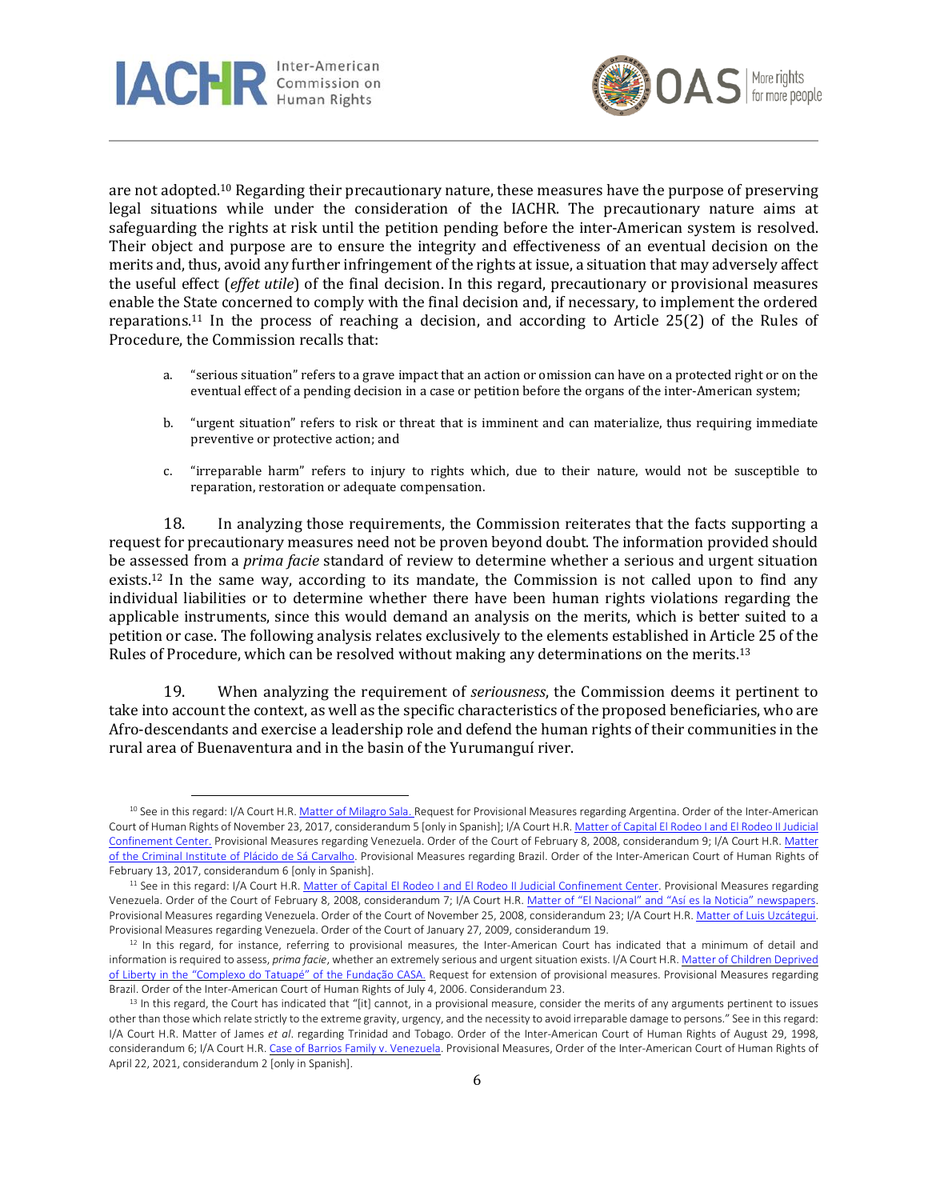are not adopted.[10] Regarding their precautionary nature, these measures have the purpose of preserving legal situations while under the consideration of the IACHR. The precautionary nature aims at safeguarding the rights at risk until the petition pending before the inter-American system is resolved. Their object and purpose are to ensure the integrity and effectiveness of an eventual decision on the merits and, thus, avoid any further infringement of the rights at issue, a situation that may adversely affect the useful effect (*effet utile*) of the final decision. In this regard, precautionary or provisional measures enable the State concerned to comply with the final decision and, if necessary, to implement the ordered reparations.[11] In the process of reaching a decision, and according to Article 25(2) of the Rules of Procedure, the Commission recalls that:

a. "serious situation" refers to a grave impact that an action or omission can have on a protected right or on the eventual effect of a pending decision in a case or petition before the organs of the inter-American system;

b. "urgent situation" refers to risk or threat that is imminent and can materialize, thus requiring immediate preventive or protective action; and

c. "irreparable harm" refers to injury to rights which, due to their nature, would not be susceptible to reparation, restoration or adequate compensation.

18. In analyzing those requirements, the Commission reiterates that the facts supporting a request for precautionary measures need not be proven beyond doubt. The information provided should be assessed from a *prima facie* standard of review to determine whether a serious and urgent situation exists.[12] In the same way, according to its mandate, the Commission is not called upon to find any individual liabilities or to determine whether there have been human rights violations regarding the applicable instruments, since this would demand an analysis on the merits, which is better suited to a petition or case. The following analysis relates exclusively to the elements established in Article 25 of the Rules of Procedure, which can be resolved without making any determinations on the merits.[13]

19. When analyzing the requirement of *seriousness*, the Commission deems it pertinent to take into account the context, as well as the specific characteristics of the proposed beneficiaries, who are Afro-descendants and exercise a leadership role and defend the human rights of their communities in the rural area of Buenaventura and in the basin of the Yurumanguí river.

---

[10] See in this regard: I/A Court H.R. Matter of Milagro Sala. Request for Provisional Measures regarding Argentina. Order of the Inter-American Court of Human Rights of November 23, 2017, considerandum 5 [only in Spanish]; I/A Court H.R. Matter of Capital El Rodeo I and El Rodeo II Judicial Confinement Center. Provisional Measures regarding Venezuela. Order of the Court of February 8, 2008, considerandum 9; I/A Court H.R. Matter of the Criminal Institute of Plácido de Sá Carvalho. Provisional Measures regarding Brazil. Order of the Inter-American Court of Human Rights of February 13, 2017, considerandum 6 [only in Spanish].

[11] See in this regard: I/A Court H.R. Matter of Capital El Rodeo I and El Rodeo II Judicial Confinement Center. Provisional Measures regarding Venezuela. Order of the Court of February 8, 2008, considerandum 7; I/A Court H.R. Matter of "El Nacional" and "Así es la Noticia" newspapers. Provisional Measures regarding Venezuela. Order of the Court of November 25, 2008, considerandum 23; I/A Court H.R. Matter of Luis Uzcátegui. Provisional Measures regarding Venezuela. Order of the Court of January 27, 2009, considerandum 19.

[12] In this regard, for instance, referring to provisional measures, the Inter-American Court has indicated that a minimum of detail and information is required to assess, *prima facie*, whether an extremely serious and urgent situation exists. I/A Court H.R. Matter of Children Deprived of Liberty in the "Complexo do Tatuapé" of the Fundação CASA. Request for extension of provisional measures. Provisional Measures regarding Brazil. Order of the Inter-American Court of Human Rights of July 4, 2006. Considerandum 23.

[13] In this regard, the Court has indicated that "[it] cannot, in a provisional measure, consider the merits of any arguments pertinent to issues other than those which relate strictly to the extreme gravity, urgency, and the necessity to avoid irreparable damage to persons." See in this regard: I/A Court H.R. Matter of James *et al*. regarding Trinidad and Tobago. Order of the Inter-American Court of Human Rights of August 29, 1998, considerandum 6; I/A Court H.R. Case of Barrios Family v. Venezuela. Provisional Measures, Order of the Inter-American Court of Human Rights of April 22, 2021, considerandum 2 [only in Spanish].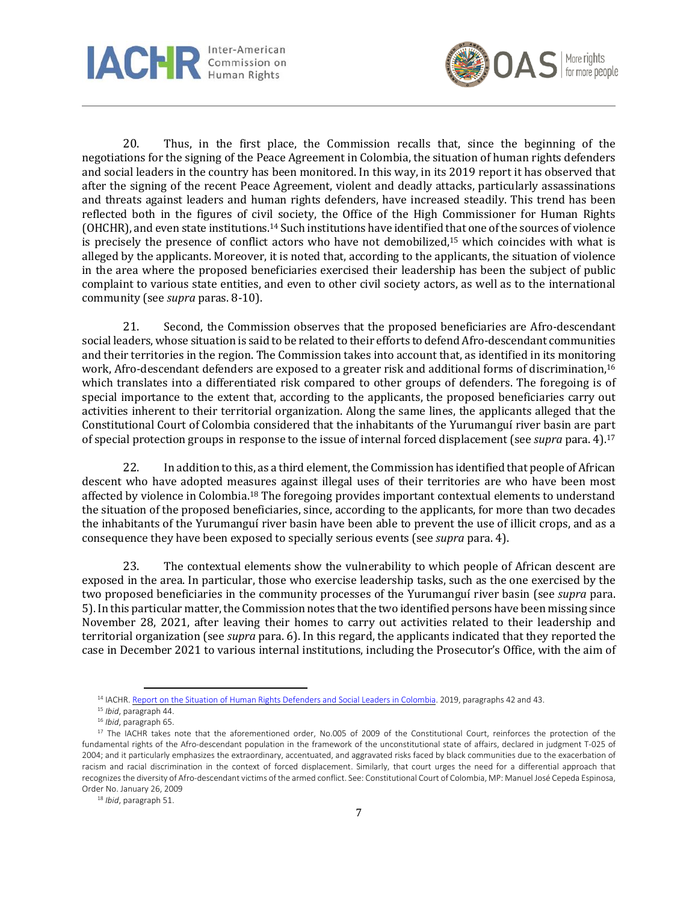20. Thus, in the first place, the Commission recalls that, since the beginning of the negotiations for the signing of the Peace Agreement in Colombia, the situation of human rights defenders and social leaders in the country has been monitored. In this way, in its 2019 report it has observed that after the signing of the recent Peace Agreement, violent and deadly attacks, particularly assassinations and threats against leaders and human rights defenders, have increased steadily. This trend has been reflected both in the figures of civil society, the Office of the High Commissioner for Human Rights (OHCHR), and even state institutions.[14] Such institutions have identified that one of the sources of violence is precisely the presence of conflict actors who have not demobilized,[15] which coincides with what is alleged by the applicants. Moreover, it is noted that, according to the applicants, the situation of violence in the area where the proposed beneficiaries exercised their leadership has been the subject of public complaint to various state entities, and even to other civil society actors, as well as to the international community (see *supra* paras. 8-10).

21. Second, the Commission observes that the proposed beneficiaries are Afro-descendant social leaders, whose situation is said to be related to their efforts to defend Afro-descendant communities and their territories in the region. The Commission takes into account that, as identified in its monitoring work, Afro-descendant defenders are exposed to a greater risk and additional forms of discrimination,[16] which translates into a differentiated risk compared to other groups of defenders. The foregoing is of special importance to the extent that, according to the applicants, the proposed beneficiaries carry out activities inherent to their territorial organization. Along the same lines, the applicants alleged that the Constitutional Court of Colombia considered that the inhabitants of the Yurumanguí river basin are part of special protection groups in response to the issue of internal forced displacement (see *supra* para. 4).[17]

22. In addition to this, as a third element, the Commission has identified that people of African descent who have adopted measures against illegal uses of their territories are who have been most affected by violence in Colombia.[18] The foregoing provides important contextual elements to understand the situation of the proposed beneficiaries, since, according to the applicants, for more than two decades the inhabitants of the Yurumanguí river basin have been able to prevent the use of illicit crops, and as a consequence they have been exposed to specially serious events (see *supra* para. 4).

23. The contextual elements show the vulnerability to which people of African descent are exposed in the area. In particular, those who exercise leadership tasks, such as the one exercised by the two proposed beneficiaries in the community processes of the Yurumanguí river basin (see *supra* para. 5). In this particular matter, the Commission notes that the two identified persons have been missing since November 28, 2021, after leaving their homes to carry out activities related to their leadership and territorial organization (see *supra* para. 6). In this regard, the applicants indicated that they reported the case in December 2021 to various internal institutions, including the Prosecutor's Office, with the aim of

---

[14] IACHR. Report on the Situation of Human Rights Defenders and Social Leaders in Colombia. 2019, paragraphs 42 and 43.

[15] *Ibid*, paragraph 44.

[16] *Ibid*, paragraph 65.

[17] The IACHR takes note that the aforementioned order, No.005 of 2009 of the Constitutional Court, reinforces the protection of the fundamental rights of the Afro-descendant population in the framework of the unconstitutional state of affairs, declared in judgment T-025 of 2004; and it particularly emphasizes the extraordinary, accentuated, and aggravated risks faced by black communities due to the exacerbation of racism and racial discrimination in the context of forced displacement. Similarly, that court urges the need for a differential approach that recognizes the diversity of Afro-descendant victims of the armed conflict. See: Constitutional Court of Colombia, MP: Manuel José Cepeda Espinosa, Order No. January 26, 2009

[18] *Ibid*, paragraph 51.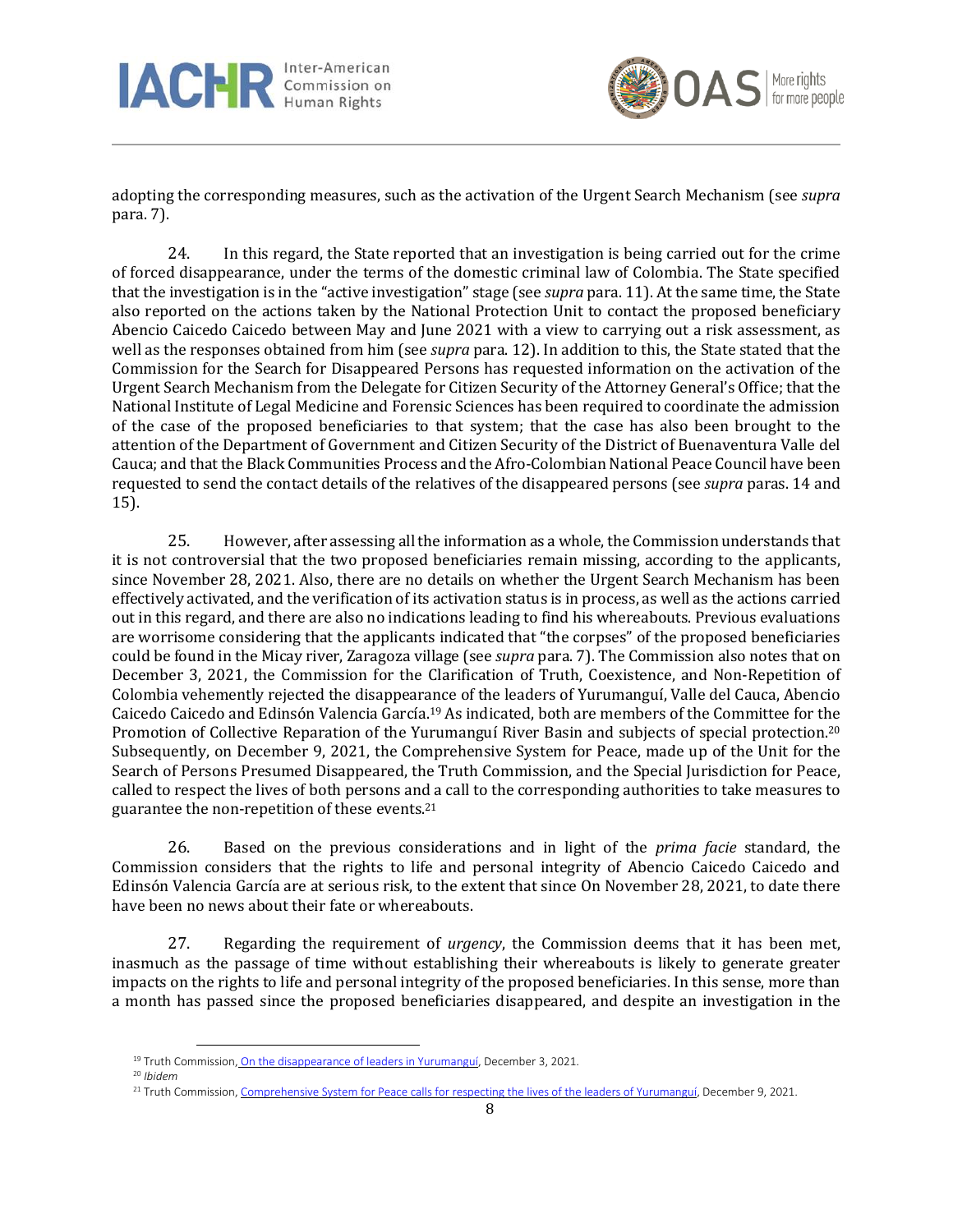adopting the corresponding measures, such as the activation of the Urgent Search Mechanism (see *supra* para. 7).

24. In this regard, the State reported that an investigation is being carried out for the crime of forced disappearance, under the terms of the domestic criminal law of Colombia. The State specified that the investigation is in the "active investigation" stage (see *supra* para. 11). At the same time, the State also reported on the actions taken by the National Protection Unit to contact the proposed beneficiary Abencio Caicedo Caicedo between May and June 2021 with a view to carrying out a risk assessment, as well as the responses obtained from him (see *supra* para. 12). In addition to this, the State stated that the Commission for the Search for Disappeared Persons has requested information on the activation of the Urgent Search Mechanism from the Delegate for Citizen Security of the Attorney General's Office; that the National Institute of Legal Medicine and Forensic Sciences has been required to coordinate the admission of the case of the proposed beneficiaries to that system; that the case has also been brought to the attention of the Department of Government and Citizen Security of the District of Buenaventura Valle del Cauca; and that the Black Communities Process and the Afro-Colombian National Peace Council have been requested to send the contact details of the relatives of the disappeared persons (see *supra* paras. 14 and 15).

25. However, after assessing all the information as a whole, the Commission understands that it is not controversial that the two proposed beneficiaries remain missing, according to the applicants, since November 28, 2021. Also, there are no details on whether the Urgent Search Mechanism has been effectively activated, and the verification of its activation status is in process, as well as the actions carried out in this regard, and there are also no indications leading to find his whereabouts. Previous evaluations are worrisome considering that the applicants indicated that "the corpses" of the proposed beneficiaries could be found in the Micay river, Zaragoza village (see *supra* para. 7). The Commission also notes that on December 3, 2021, the Commission for the Clarification of Truth, Coexistence, and Non-Repetition of Colombia vehemently rejected the disappearance of the leaders of Yurumanguí, Valle del Cauca, Abencio Caicedo Caicedo and Edinsón Valencia García.[19] As indicated, both are members of the Committee for the Promotion of Collective Reparation of the Yurumanguí River Basin and subjects of special protection.[20] Subsequently, on December 9, 2021, the Comprehensive System for Peace, made up of the Unit for the Search of Persons Presumed Disappeared, the Truth Commission, and the Special Jurisdiction for Peace, called to respect the lives of both persons and a call to the corresponding authorities to take measures to guarantee the non-repetition of these events.[21]

26. Based on the previous considerations and in light of the *prima facie* standard, the Commission considers that the rights to life and personal integrity of Abencio Caicedo Caicedo and Edinsón Valencia García are at serious risk, to the extent that since On November 28, 2021, to date there have been no news about their fate or whereabouts.

27. Regarding the requirement of *urgency*, the Commission deems that it has been met, inasmuch as the passage of time without establishing their whereabouts is likely to generate greater impacts on the rights to life and personal integrity of the proposed beneficiaries. In this sense, more than a month has passed since the proposed beneficiaries disappeared, and despite an investigation in the

---

[19] Truth Commission, On the disappearance of leaders in Yurumanguí, December 3, 2021.

[20] *Ibidem*

[21] Truth Commission, Comprehensive System for Peace calls for respecting the lives of the leaders of Yurumanguí, December 9, 2021.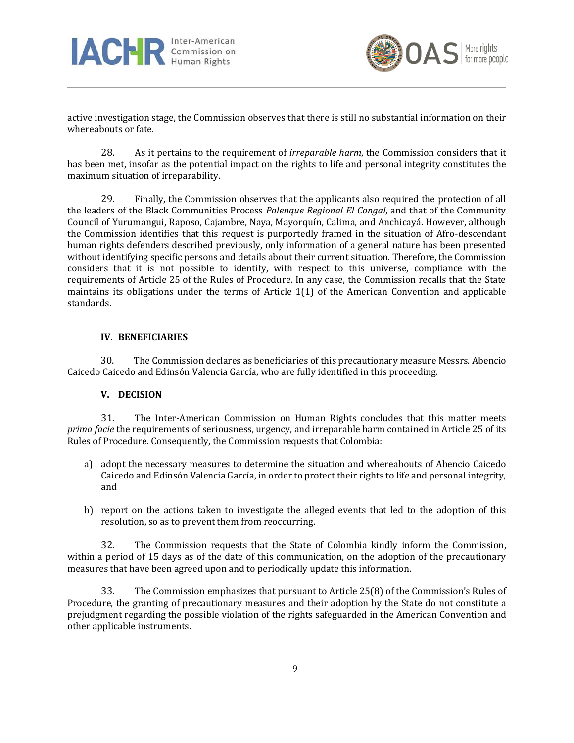active investigation stage, the Commission observes that there is still no substantial information on their whereabouts or fate.

28. As it pertains to the requirement of *irreparable harm*, the Commission considers that it has been met, insofar as the potential impact on the rights to life and personal integrity constitutes the maximum situation of irreparability.

29. Finally, the Commission observes that the applicants also required the protection of all the leaders of the Black Communities Process *Palenque Regional El Congal*, and that of the Community Council of Yurumangui, Raposo, Cajambre, Naya, Mayorquín, Calima, and Anchicayá. However, although the Commission identifies that this request is purportedly framed in the situation of Afro-descendant human rights defenders described previously, only information of a general nature has been presented without identifying specific persons and details about their current situation. Therefore, the Commission considers that it is not possible to identify, with respect to this universe, compliance with the requirements of Article 25 of the Rules of Procedure. In any case, the Commission recalls that the State maintains its obligations under the terms of Article 1(1) of the American Convention and applicable standards.

### IV. BENEFICIARIES

30. The Commission declares as beneficiaries of this precautionary measure Messrs. Abencio Caicedo Caicedo and Edinsón Valencia García, who are fully identified in this proceeding.

### V. DECISION

31. The Inter-American Commission on Human Rights concludes that this matter meets *prima facie* the requirements of seriousness, urgency, and irreparable harm contained in Article 25 of its Rules of Procedure. Consequently, the Commission requests that Colombia:

a) adopt the necessary measures to determine the situation and whereabouts of Abencio Caicedo Caicedo and Edinsón Valencia García, in order to protect their rights to life and personal integrity, and

b) report on the actions taken to investigate the alleged events that led to the adoption of this resolution, so as to prevent them from reoccurring.

32. The Commission requests that the State of Colombia kindly inform the Commission, within a period of 15 days as of the date of this communication, on the adoption of the precautionary measures that have been agreed upon and to periodically update this information.

33. The Commission emphasizes that pursuant to Article 25(8) of the Commission's Rules of Procedure, the granting of precautionary measures and their adoption by the State do not constitute a prejudgment regarding the possible violation of the rights safeguarded in the American Convention and other applicable instruments.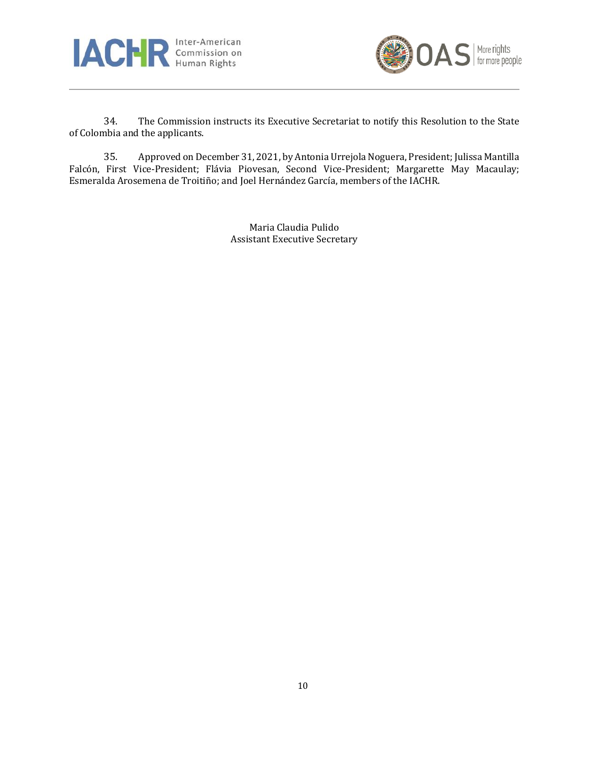34. The Commission instructs its Executive Secretariat to notify this Resolution to the State of Colombia and the applicants.

35. Approved on December 31, 2021, by Antonia Urrejola Noguera, President; Julissa Mantilla Falcón, First Vice-President; Flávia Piovesan, Second Vice-President; Margarette May Macaulay; Esmeralda Arosemena de Troitiño; and Joel Hernández García, members of the IACHR.

Maria Claudia Pulido
Assistant Executive Secretary